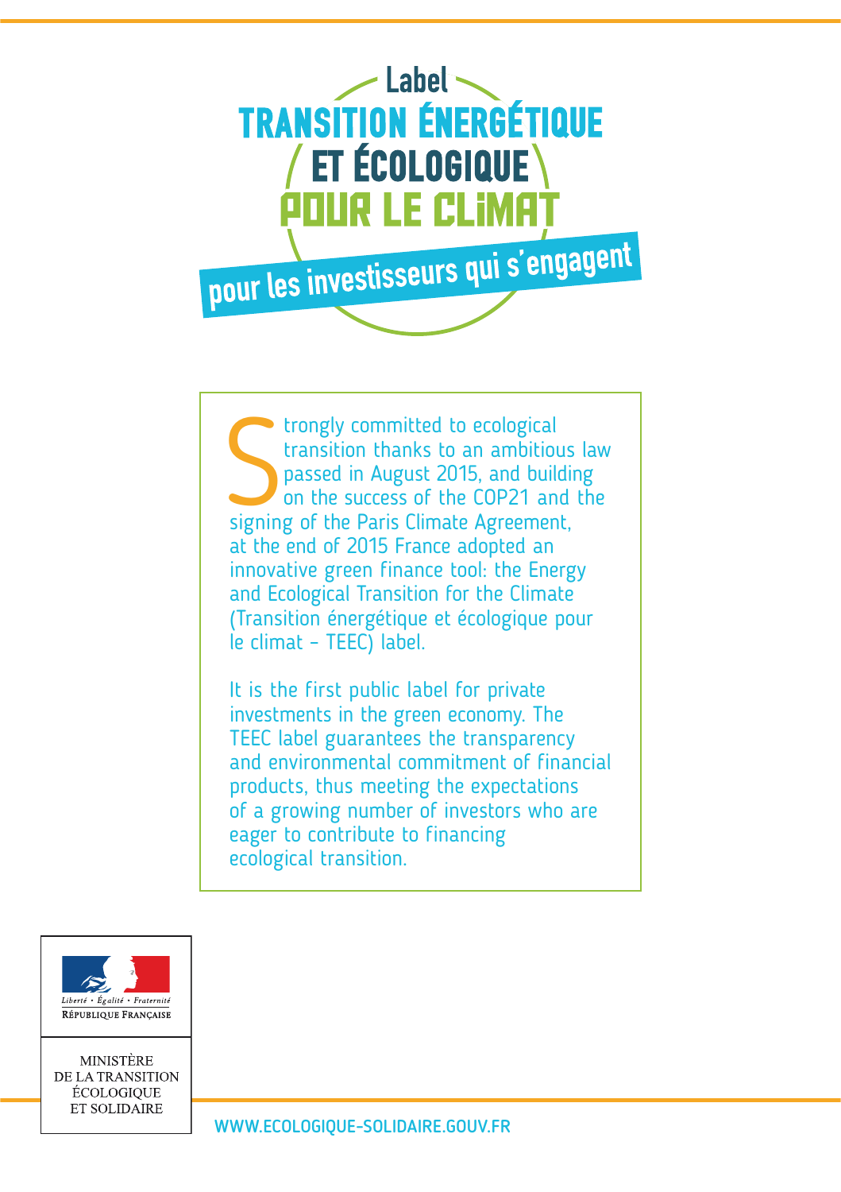# Label TRANSITION ÉNERGÉTIQUE ET ÉCOLOGIQUE POUR LE CLIMAT

## pour les investisseurs qui s'engagent

Strongly committed to ecological transition thanks to an ambitious law passed in August 2015, and building on the success of the COP21 and the signing of the Paris Climate Agreement, at the end of 2015 France adopted an innovative green finance tool: the Energy and Ecological Transition for the Climate (Transition énergétique et écologique pour le climat – TEEC) label.

It is the first public label for private investments in the green economy. The TEEC label guarantees the transparency and environmental commitment of financial products, thus meeting the expectations of a growing number of investors who are eager to contribute to financing ecological transition.

Liberté • Égalité • Fraternité
RÉPUBLIQUE FRANÇAISE

MINISTÈRE DE LA TRANSITION ÉCOLOGIQUE ET SOLIDAIRE

WWW.ECOLOGIQUE-SOLIDAIRE.GOUV.FR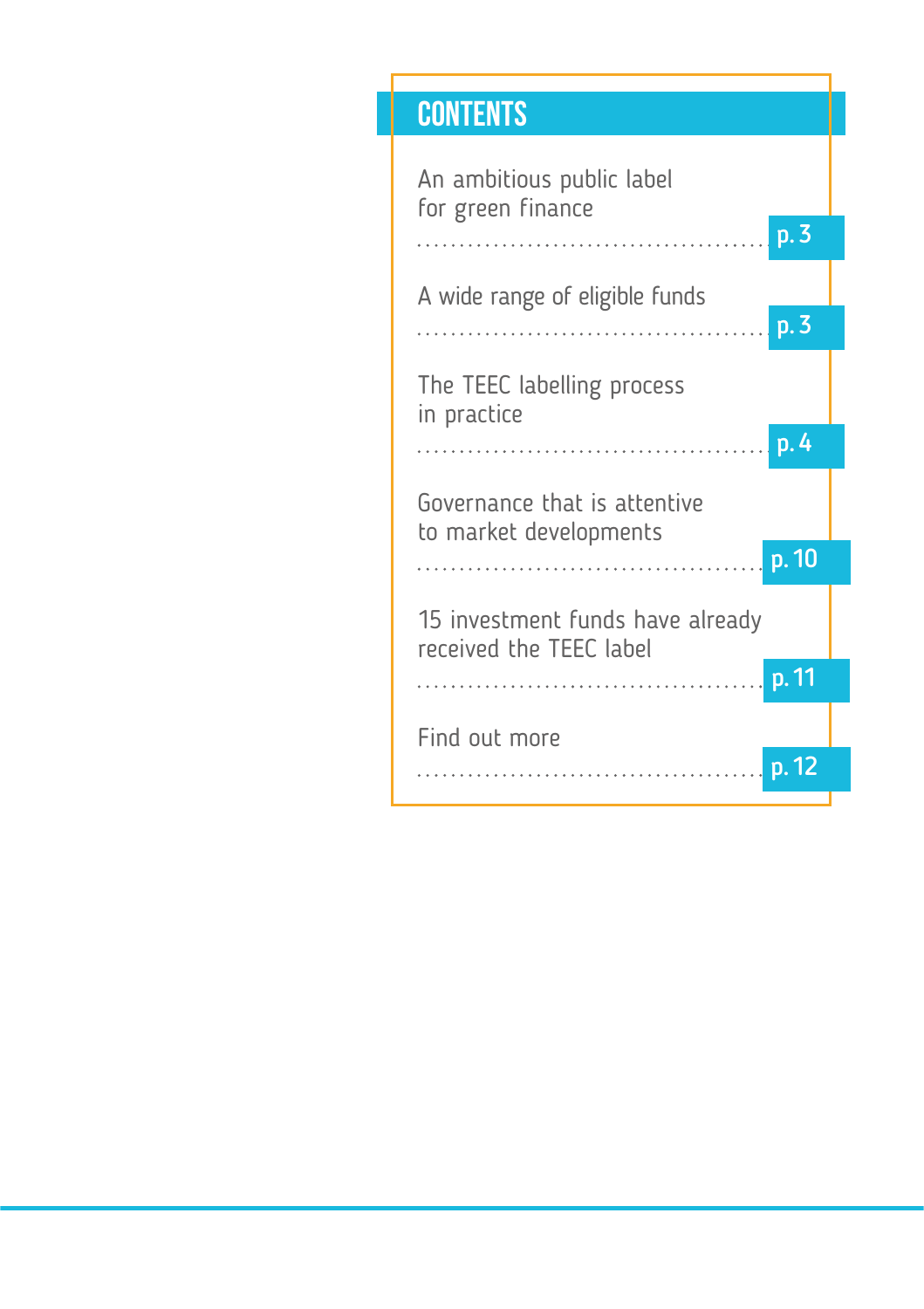## CONTENTS

An ambitious public label for green finance ........ p. 3

A wide range of eligible funds ........ p. 3

The TEEC labelling process in practice ........ p. 4

Governance that is attentive to market developments ........ p. 10

15 investment funds have already received the TEEC label ........ p. 11

Find out more ........ p. 12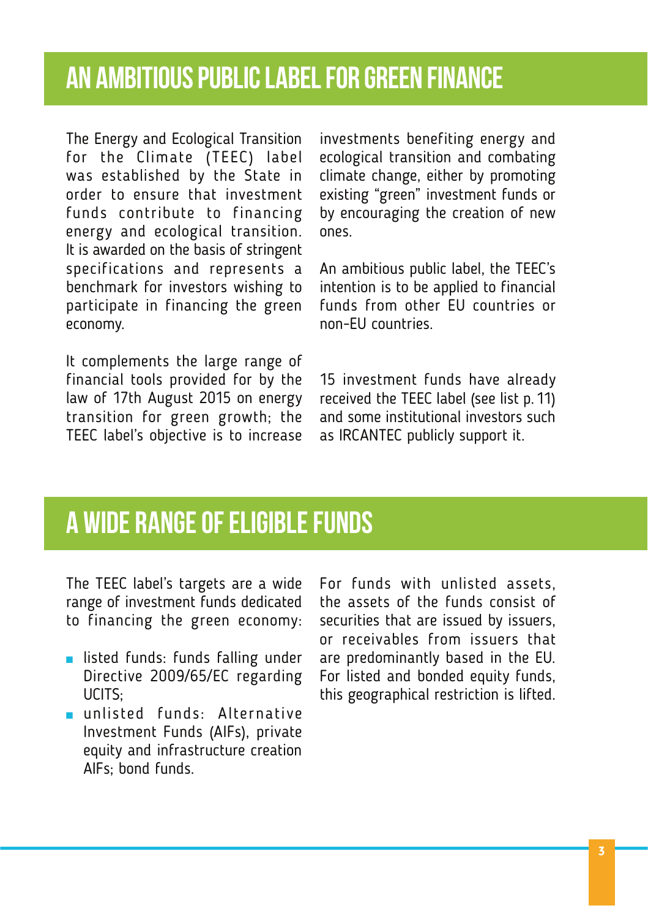## AN AMBITIOUS PUBLIC LABEL FOR GREEN FINANCE

The Energy and Ecological Transition for the Climate (TEEC) label was established by the State in order to ensure that investment funds contribute to financing energy and ecological transition. It is awarded on the basis of stringent specifications and represents a benchmark for investors wishing to participate in financing the green economy.

It complements the large range of financial tools provided for by the law of 17th August 2015 on energy transition for green growth; the TEEC label's objective is to increase investments benefiting energy and ecological transition and combating climate change, either by promoting existing "green" investment funds or by encouraging the creation of new ones.

An ambitious public label, the TEEC's intention is to be applied to financial funds from other EU countries or non-EU countries.

15 investment funds have already received the TEEC label (see list p. 11) and some institutional investors such as IRCANTEC publicly support it.

## A WIDE RANGE OF ELIGIBLE FUNDS

The TEEC label's targets are a wide range of investment funds dedicated to financing the green economy:

- listed funds: funds falling under Directive 2009/65/EC regarding UCITS;
- unlisted funds: Alternative Investment Funds (AIFs), private equity and infrastructure creation AIFs; bond funds.

For funds with unlisted assets, the assets of the funds consist of securities that are issued by issuers, or receivables from issuers that are predominantly based in the EU. For listed and bonded equity funds, this geographical restriction is lifted.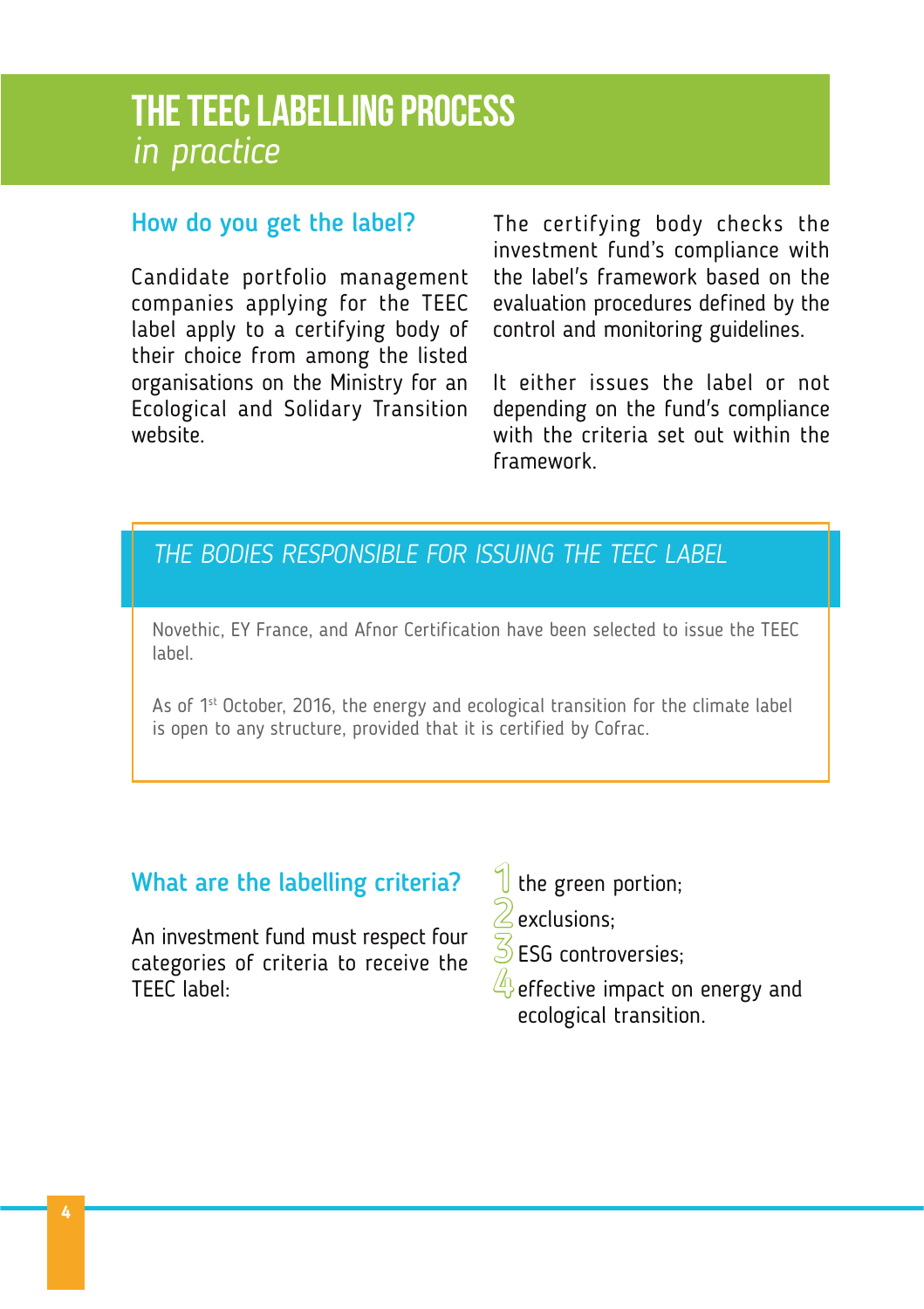# THE TEEC LABELLING PROCESS *in practice*

## How do you get the label?

Candidate portfolio management companies applying for the TEEC label apply to a certifying body of their choice from among the listed organisations on the Ministry for an Ecological and Solidary Transition website.

The certifying body checks the investment fund's compliance with the label's framework based on the evaluation procedures defined by the control and monitoring guidelines.

It either issues the label or not depending on the fund's compliance with the criteria set out within the framework.

### *THE BODIES RESPONSIBLE FOR ISSUING THE TEEC LABEL*

Novethic, EY France, and Afnor Certification have been selected to issue the TEEC label.

As of 1st October, 2016, the energy and ecological transition for the climate label is open to any structure, provided that it is certified by Cofrac.

## What are the labelling criteria?

An investment fund must respect four categories of criteria to receive the TEEC label:

1. the green portion;
2. exclusions;
3. ESG controversies;
4. effective impact on energy and ecological transition.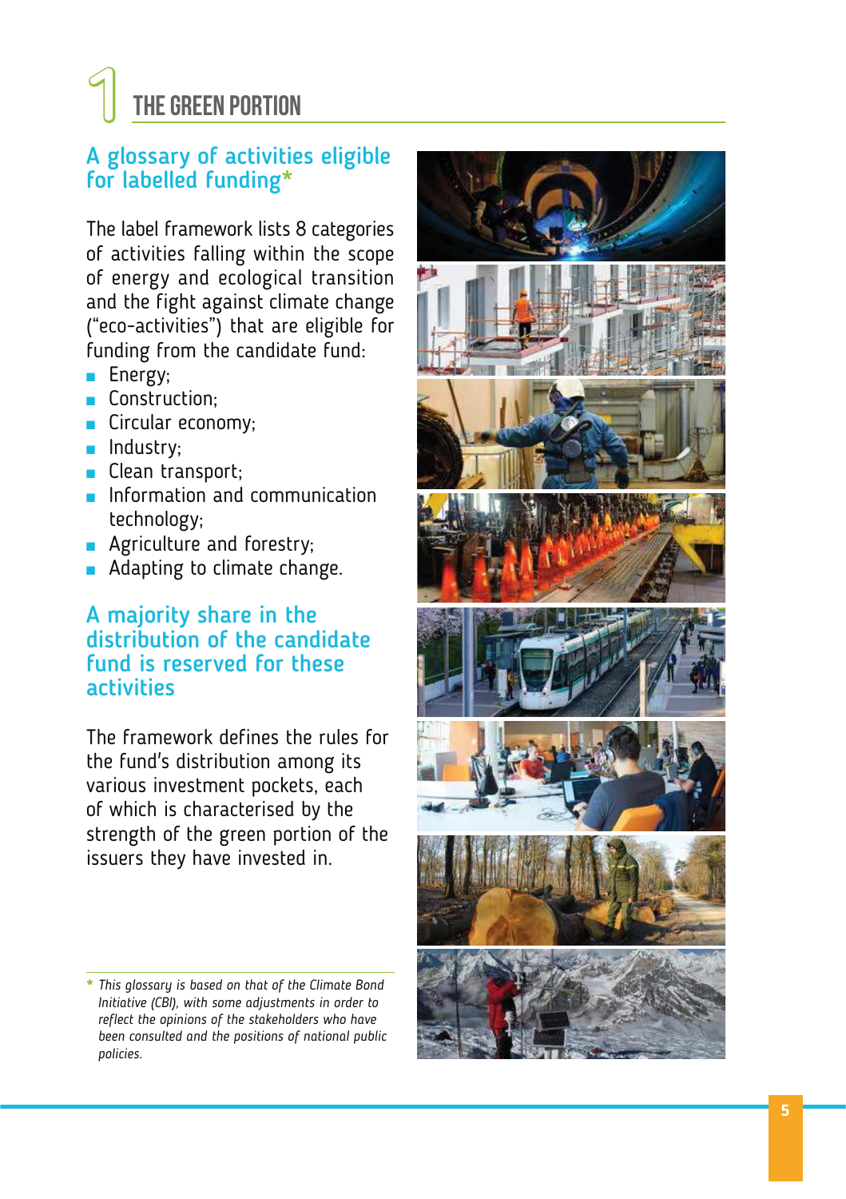# 1 THE GREEN PORTION

## A glossary of activities eligible for labelled funding*

The label framework lists 8 categories of activities falling within the scope of energy and ecological transition and the fight against climate change ("eco-activities") that are eligible for funding from the candidate fund:

- Energy;
- Construction;
- Circular economy;
- Industry;
- Clean transport;
- Information and communication technology;
- Agriculture and forestry;
- Adapting to climate change.

## A majority share in the distribution of the candidate fund is reserved for these activities

The framework defines the rules for the fund's distribution among its various investment pockets, each of which is characterised by the strength of the green portion of the issuers they have invested in.

\* *This glossary is based on that of the Climate Bond Initiative (CBI), with some adjustments in order to reflect the opinions of the stakeholders who have been consulted and the positions of national public policies.*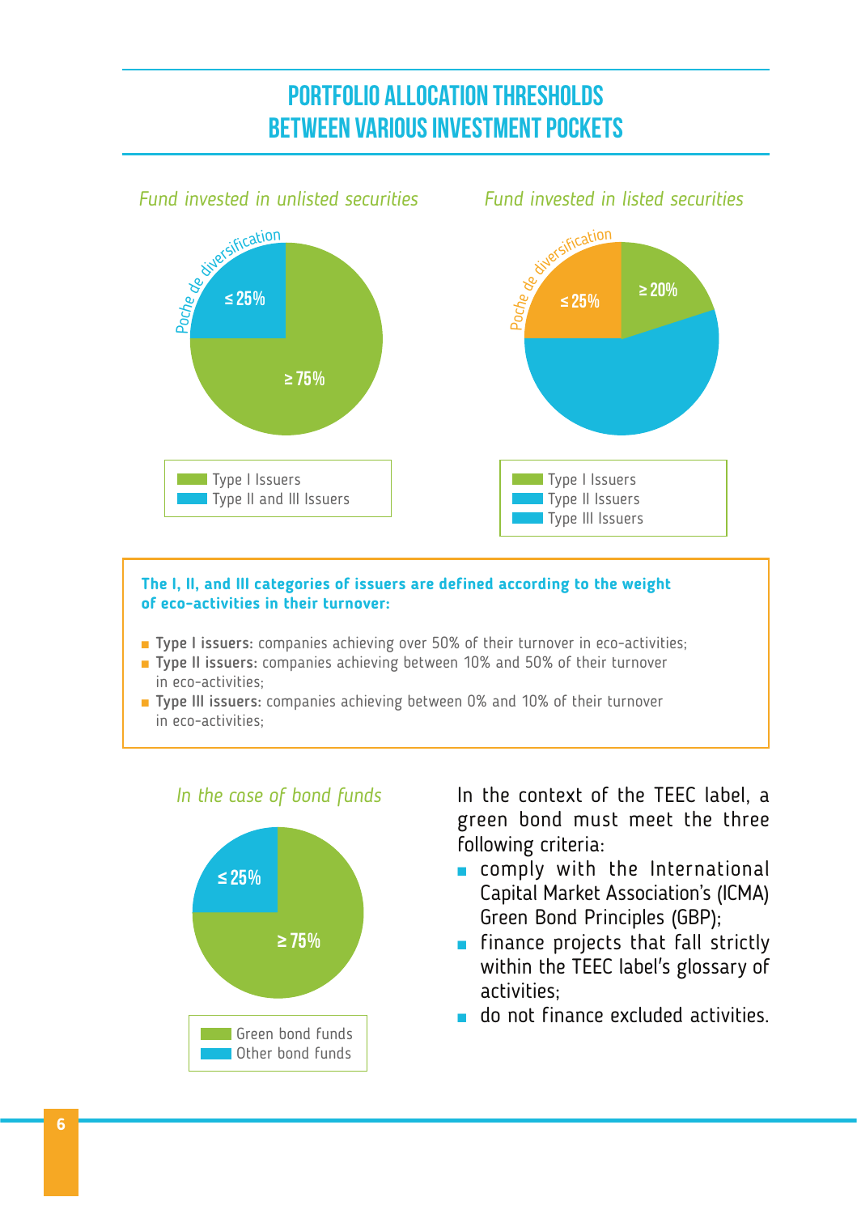# PORTFOLIO ALLOCATION THRESHOLDS BETWEEN VARIOUS INVESTMENT POCKETS

*Fund invested in unlisted securities*

Poche de diversification

≤ 25%

≥ 75%

Type I Issuers
Type II and III Issuers

*Fund invested in listed securities*

Poche de diversification

≤ 25%

≥ 20%

Type I Issuers
Type II Issuers
Type III Issuers

**The I, II, and III categories of issuers are defined according to the weight of eco-activities in their turnover:**

- **Type I issuers:** companies achieving over 50% of their turnover in eco-activities;
- **Type II issuers:** companies achieving between 10% and 50% of their turnover in eco-activities;
- **Type III issuers:** companies achieving between 0% and 10% of their turnover in eco-activities;

*In the case of bond funds*

≤ 25%

≥ 75%

Green bond funds
Other bond funds

In the context of the TEEC label, a green bond must meet the three following criteria:

- comply with the International Capital Market Association's (ICMA) Green Bond Principles (GBP);
- finance projects that fall strictly within the TEEC label's glossary of activities;
- do not finance excluded activities.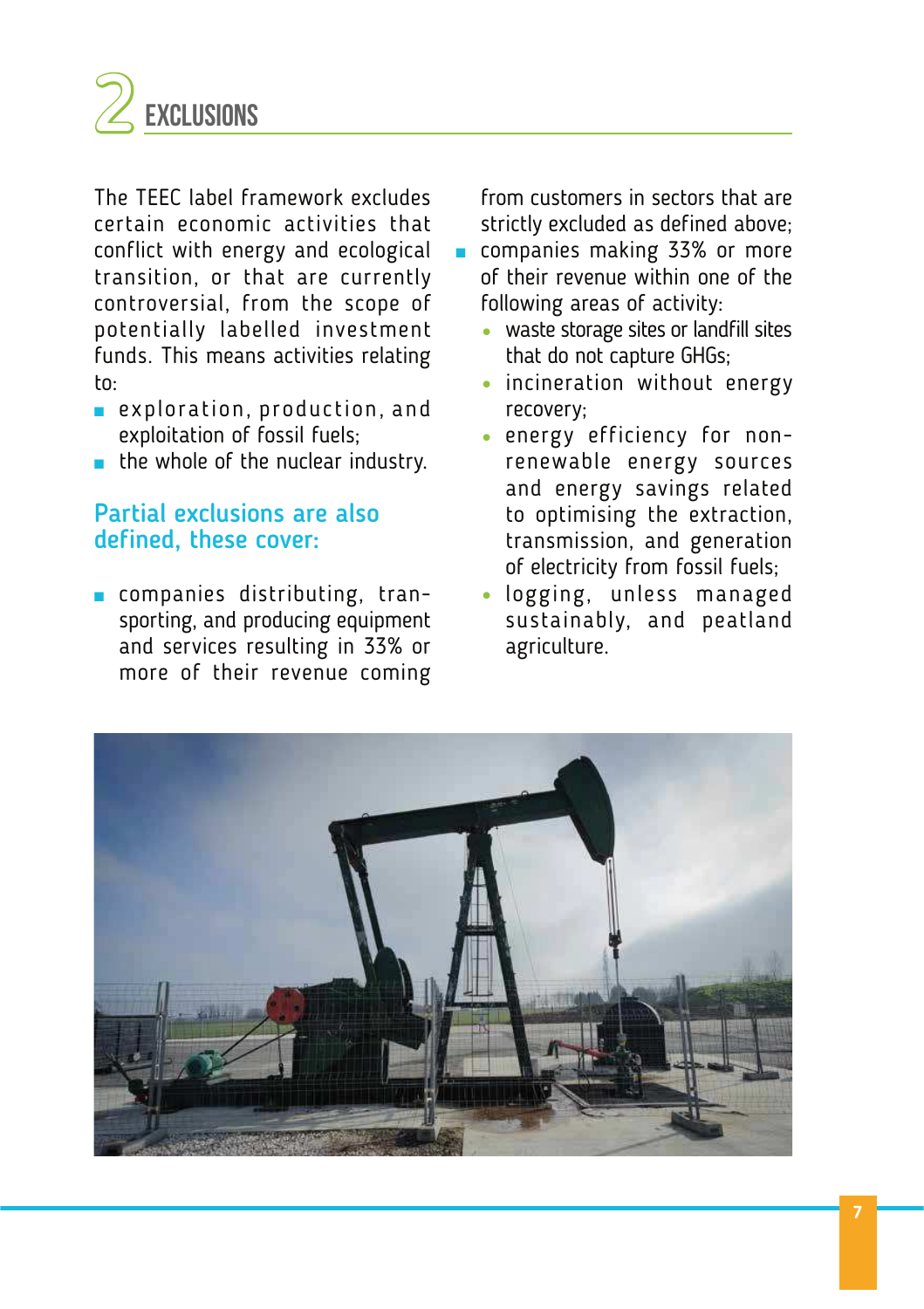# 2 EXCLUSIONS

The TEEC label framework excludes certain economic activities that conflict with energy and ecological transition, or that are currently controversial, from the scope of potentially labelled investment funds. This means activities relating to:

- exploration, production, and exploitation of fossil fuels;
- the whole of the nuclear industry.

## Partial exclusions are also defined, these cover:

- companies distributing, transporting, and producing equipment and services resulting in 33% or more of their revenue coming from customers in sectors that are strictly excluded as defined above;
- companies making 33% or more of their revenue within one of the following areas of activity:
  - waste storage sites or landfill sites that do not capture GHGs;
  - incineration without energy recovery;
  - energy efficiency for non-renewable energy sources and energy savings related to optimising the extraction, transmission, and generation of electricity from fossil fuels;
  - logging, unless managed sustainably, and peatland agriculture.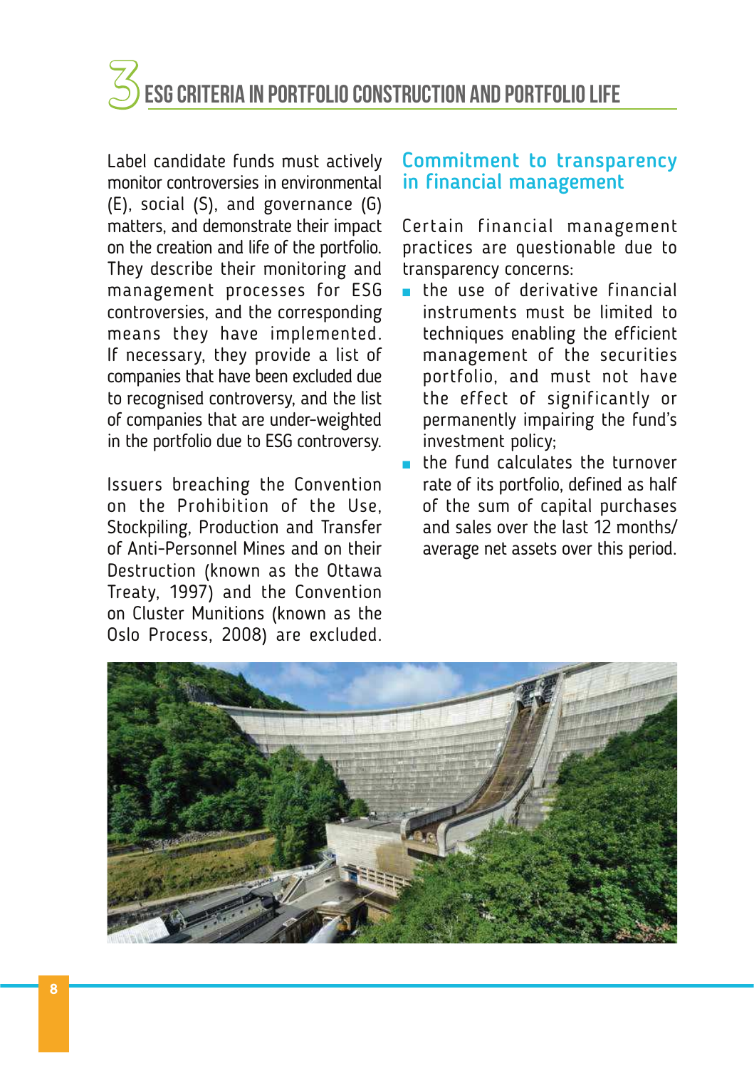# 3 ESG CRITERIA IN PORTFOLIO CONSTRUCTION AND PORTFOLIO LIFE

Label candidate funds must actively monitor controversies in environmental (E), social (S), and governance (G) matters, and demonstrate their impact on the creation and life of the portfolio. They describe their monitoring and management processes for ESG controversies, and the corresponding means they have implemented. If necessary, they provide a list of companies that have been excluded due to recognised controversy, and the list of companies that are under-weighted in the portfolio due to ESG controversy.

Issuers breaching the Convention on the Prohibition of the Use, Stockpiling, Production and Transfer of Anti-Personnel Mines and on their Destruction (known as the Ottawa Treaty, 1997) and the Convention on Cluster Munitions (known as the Oslo Process, 2008) are excluded.

## Commitment to transparency in financial management

Certain financial management practices are questionable due to transparency concerns:

- the use of derivative financial instruments must be limited to techniques enabling the efficient management of the securities portfolio, and must not have the effect of significantly or permanently impairing the fund's investment policy;
- the fund calculates the turnover rate of its portfolio, defined as half of the sum of capital purchases and sales over the last 12 months/average net assets over this period.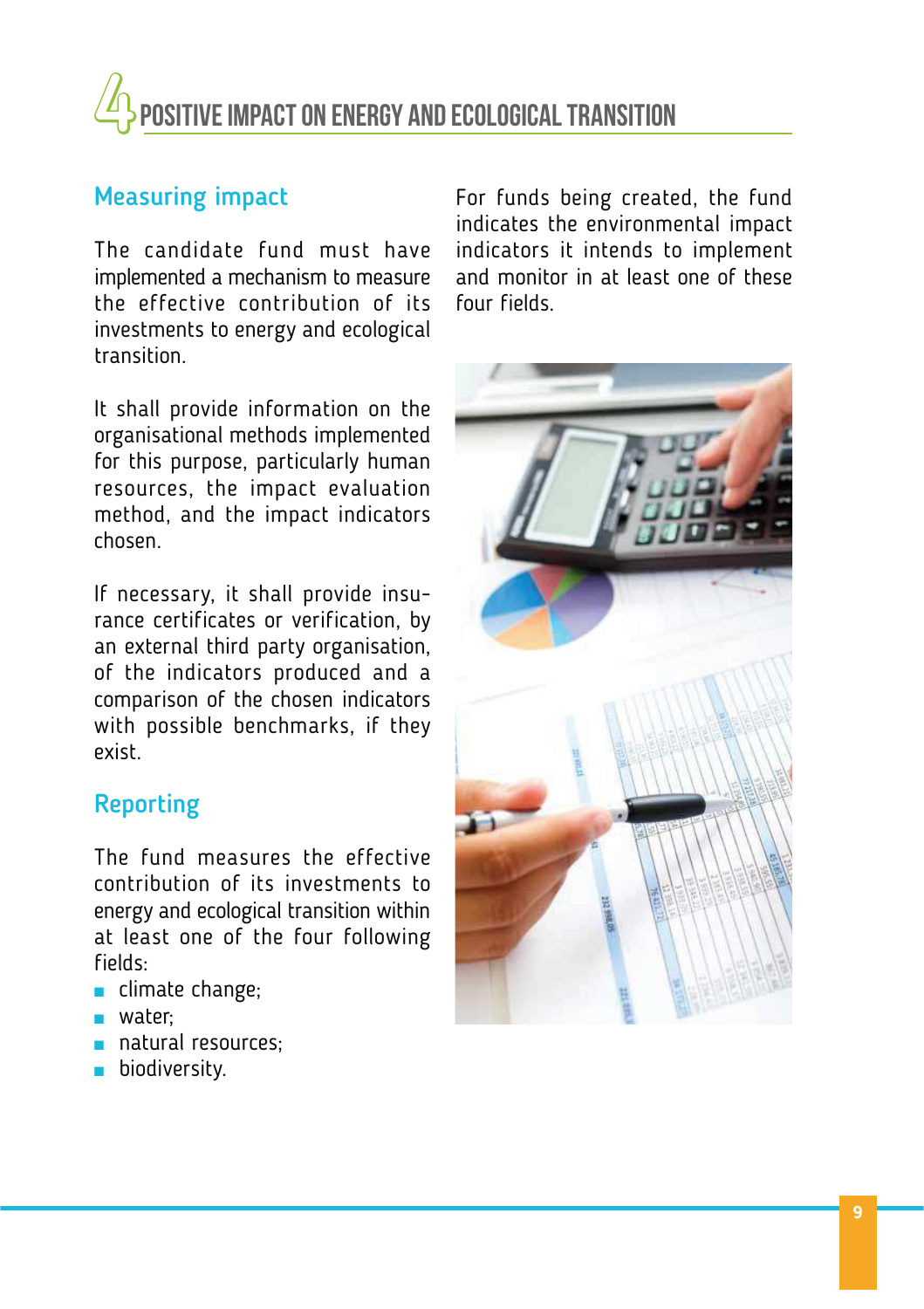# 4 POSITIVE IMPACT ON ENERGY AND ECOLOGICAL TRANSITION

## Measuring impact

The candidate fund must have implemented a mechanism to measure the effective contribution of its investments to energy and ecological transition.

It shall provide information on the organisational methods implemented for this purpose, particularly human resources, the impact evaluation method, and the impact indicators chosen.

If necessary, it shall provide insurance certificates or verification, by an external third party organisation, of the indicators produced and a comparison of the chosen indicators with possible benchmarks, if they exist.

## Reporting

The fund measures the effective contribution of its investments to energy and ecological transition within at least one of the four following fields:

- climate change;
- water;
- natural resources;
- biodiversity.

For funds being created, the fund indicates the environmental impact indicators it intends to implement and monitor in at least one of these four fields.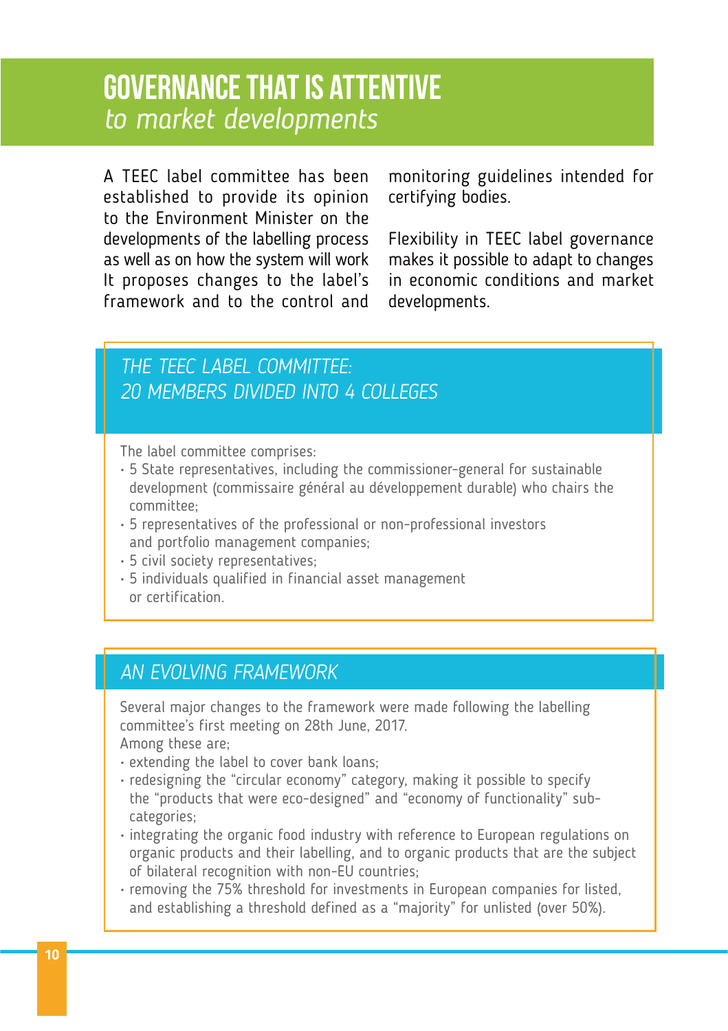# GOVERNANCE THAT IS ATTENTIVE *to market developments*

A TEEC label committee has been established to provide its opinion to the Environment Minister on the developments of the labelling process as well as on how the system will work It proposes changes to the label's framework and to the control and monitoring guidelines intended for certifying bodies.

Flexibility in TEEC label governance makes it possible to adapt to changes in economic conditions and market developments.

## *THE TEEC LABEL COMMITTEE: 20 MEMBERS DIVIDED INTO 4 COLLEGES*

The label committee comprises:

- 5 State representatives, including the commissioner-general for sustainable development (commissaire général au développement durable) who chairs the committee;
- 5 representatives of the professional or non-professional investors and portfolio management companies;
- 5 civil society representatives;
- 5 individuals qualified in financial asset management or certification.

## *AN EVOLVING FRAMEWORK*

Several major changes to the framework were made following the labelling committee's first meeting on 28th June, 2017.
Among these are;

- extending the label to cover bank loans;
- redesigning the "circular economy" category, making it possible to specify the "products that were eco-designed" and "economy of functionality" sub-categories;
- integrating the organic food industry with reference to European regulations on organic products and their labelling, and to organic products that are the subject of bilateral recognition with non-EU countries;
- removing the 75% threshold for investments in European companies for listed, and establishing a threshold defined as a "majority" for unlisted (over 50%).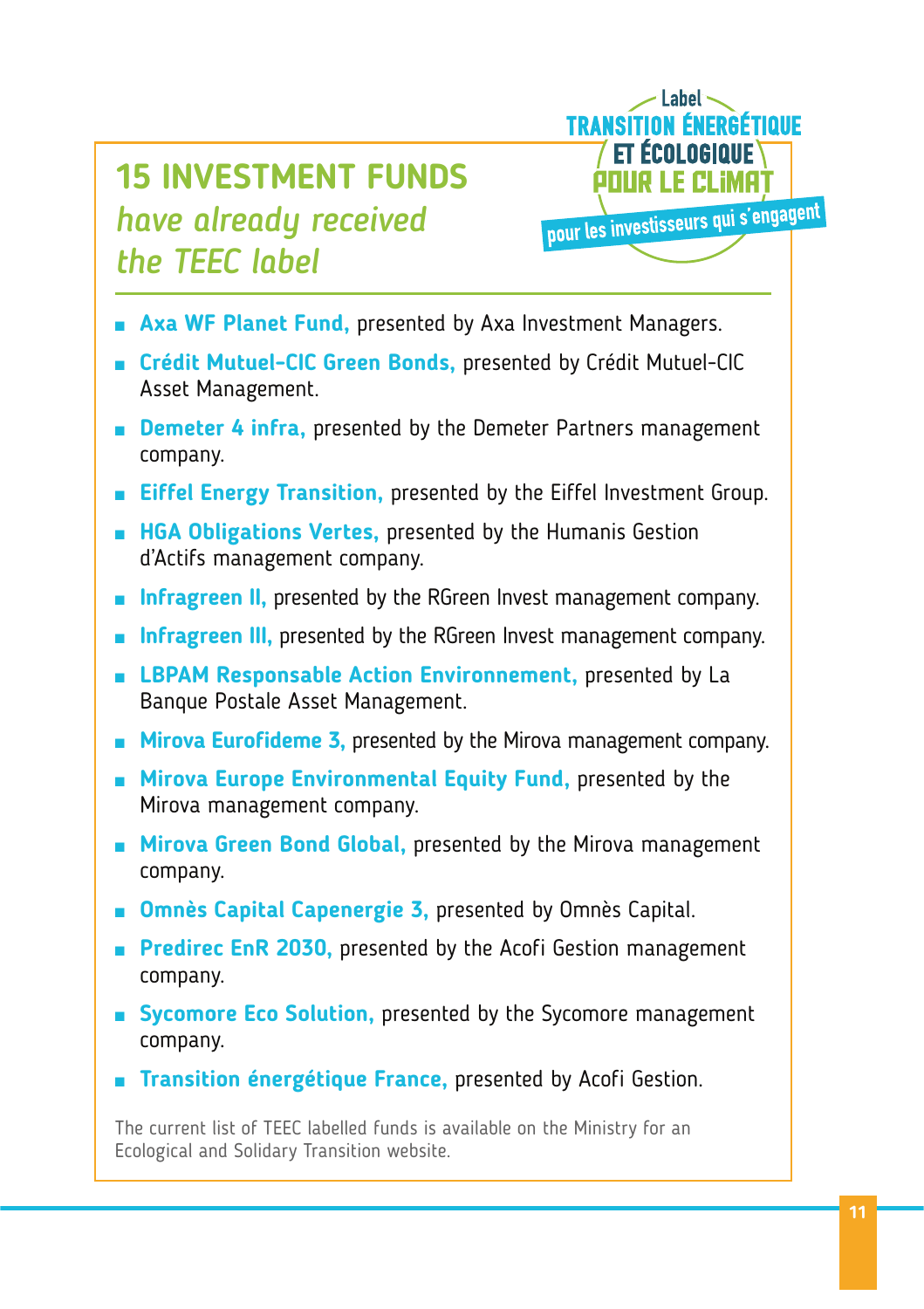## 15 INVESTMENT FUNDS

*have already received the TEEC label*

Label
TRANSITION ÉNERGÉTIQUE ET ÉCOLOGIQUE POUR LE CLIMAT
pour les investisseurs qui s'engagent

- **Axa WF Planet Fund,** presented by Axa Investment Managers.
- **Crédit Mutuel-CIC Green Bonds,** presented by Crédit Mutuel-CIC Asset Management.
- **Demeter 4 infra,** presented by the Demeter Partners management company.
- **Eiffel Energy Transition,** presented by the Eiffel Investment Group.
- **HGA Obligations Vertes,** presented by the Humanis Gestion d'Actifs management company.
- **Infragreen II,** presented by the RGreen Invest management company.
- **Infragreen III,** presented by the RGreen Invest management company.
- **LBPAM Responsable Action Environnement,** presented by La Banque Postale Asset Management.
- **Mirova Eurofideme 3,** presented by the Mirova management company.
- **Mirova Europe Environmental Equity Fund,** presented by the Mirova management company.
- **Mirova Green Bond Global,** presented by the Mirova management company.
- **Omnès Capital Capenergie 3,** presented by Omnès Capital.
- **Predirec EnR 2030,** presented by the Acofi Gestion management company.
- **Sycomore Eco Solution,** presented by the Sycomore management company.
- **Transition énergétique France,** presented by Acofi Gestion.

The current list of TEEC labelled funds is available on the Ministry for an Ecological and Solidary Transition website.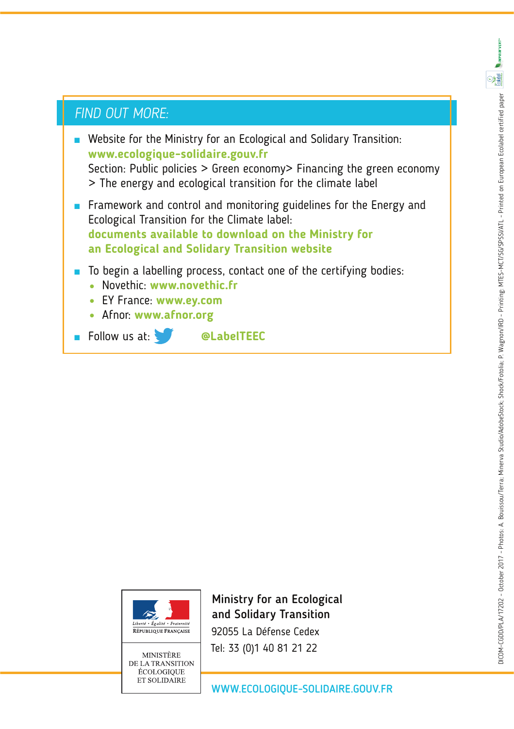## *FIND OUT MORE:*

- Website for the Ministry for an Ecological and Solidary Transition:
  **www.ecologique-solidaire.gouv.fr**
  Section: Public policies > Green economy> Financing the green economy > The energy and ecological transition for the climate label
- Framework and control and monitoring guidelines for the Energy and Ecological Transition for the Climate label:
  **documents available to download on the Ministry for an Ecological and Solidary Transition website**
- To begin a labelling process, contact one of the certifying bodies:
  - Novethic: **www.novethic.fr**
  - EY France: **www.ey.com**
  - Afnor: **www.afnor.org**
- Follow us at: **@LabelTEEC**

Liberté • Égalité • Fraternité
RÉPUBLIQUE FRANÇAISE

MINISTÈRE
DE LA TRANSITION
ÉCOLOGIQUE
ET SOLIDAIRE

**Ministry for an Ecological and Solidary Transition**
92055 La Défense Cedex
Tel: 33 (0)1 40 81 21 22

WWW.ECOLOGIQUE-SOLIDAIRE.GOUV.FR

DICOM-CGDD/PLA/17202 – October 2017 – Photos: A. Bouissou/Terra; Minerva Studio/AdobeStock; Shock/Fotolia; P. Wagnon/IRD – Printing: MTES-MCT/SG/SPSSI/ATL – Printed on European Ecolabel certified paper